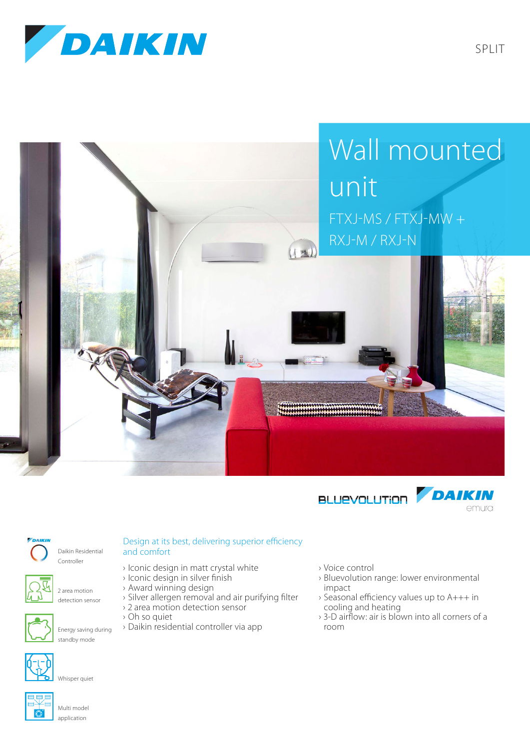SPLIT

# Wall mounted unit

## FTXJ-MS / FTXJ-MW + RXJ-M / RXJ-N

BLUEVOLUTION

DAIKIN emura

Daikin Residential Controller

2 area motion detection sensor

Energy saving during standby mode

Whisper quiet

Multi model application

### Design at its best, delivering superior efficiency and comfort

- Iconic design in matt crystal white
- Iconic design in silver finish
- Award winning design
- Silver allergen removal and air purifying filter
- 2 area motion detection sensor
- Oh so quiet
- Daikin residential controller via app
- Voice control
- Bluevolution range: lower environmental impact
- Seasonal efficiency values up to A+++ in cooling and heating
- 3-D airflow: air is blown into all corners of a room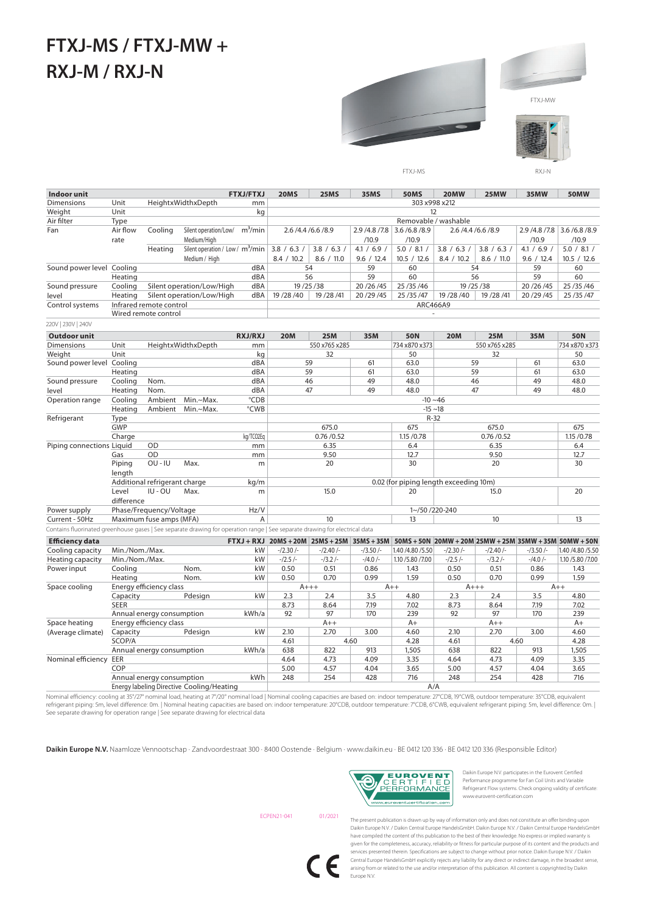# FTXJ-MS / FTXJ-MW + RXJ-M / RXJ-N

FTXJ-MW

FTXJ-MS

RXJ-N

| Indoor unit | | | FTXJ/FTXJ | 20MS | 25MS | 35MS | 50MS | 20MW | 25MW | 35MW | 50MW |
|---|---|---|---|---|---|---|---|---|---|---|---|
| Dimensions | Unit | HeightxWidthxDepth | mm | 303 x998 x212 | | | | | | | |
| Weight | Unit | | kg | 12 | | | | | | | |
| Air filter | Type | | | Removable / washable | | | | | | | |
| Fan | Air flow rate | Cooling Silent operation/Low/ Medium/High | $m^3$/min | 2.6 /4.4 /6.6 /8.9 | | 2.9 /4.8 /7.8 /10.9 | 3.6 /6.8 /8.9 /10.9 | 2.6 /4.4 /6.6 /8.9 | | 2.9 /4.8 /7.8 /10.9 | 3.6 /6.8 /8.9 /10.9 |
| | | Heating Silent operation / Low / Medium / High | $m^3$/min | 3.8 / 6.3 / 8.4 / 10.2 | 3.8 / 6.3 / 8.6 / 11.0 | 4.1 / 6.9 / 9.6 / 12.4 | 5.0 / 8.1 / 10.5 / 12.6 | 3.8 / 6.3 / 8.4 / 10.2 | 3.8 / 6.3 / 8.6 / 11.0 | 4.1 / 6.9 / 9.6 / 12.4 | 5.0 / 8.1 / 10.5 / 12.6 |
| Sound power level | Cooling | | dBA | 54 | | 59 | 60 | 54 | | 59 | 60 |
| | Heating | | dBA | 56 | | 59 | 60 | 56 | | 59 | 60 |
| Sound pressure level | Cooling | Silent operation/Low/High | dBA | 19 /25 /38 | | 20 /26 /45 | 25 /35 /46 | 19 /25 /38 | | 20 /26 /45 | 25 /35 /46 |
| | Heating | Silent operation/Low/High | dBA | 19 /28 /40 | 19 /28 /41 | 20 /29 /45 | 25 /35 /47 | 19 /28 /40 | 19 /28 /41 | 20 /29 /45 | 25 /35 /47 |
| Control systems | Infrared remote control | | | ARC466A9 | | | | | | | |
| | Wired remote control | | | - | | | | | | | |

220V | 230V | 240V

| Outdoor unit | | | | RXJ/RXJ | 20M | 25M | 35M | 50N | 20M | 25M | 35M | 50N |
|---|---|---|---|---|---|---|---|---|---|---|---|---|
| Dimensions | Unit | HeightxWidthxDepth | | mm | 550 x765 x285 | | | 734 x870 x373 | 550 x765 x285 | | | 734 x870 x373 |
| Weight | Unit | | | kg | 32 | | | 50 | 32 | | | 50 |
| Sound power level | Cooling | | | dBA | 59 | | 61 | 63.0 | 59 | | 61 | 63.0 |
| | Heating | | | dBA | 59 | | 61 | 63.0 | 59 | | 61 | 63.0 |
| Sound pressure level | Cooling | Nom. | | dBA | 46 | | 49 | 48.0 | 46 | | 49 | 48.0 |
| | Heating | Nom. | | dBA | 47 | | 49 | 48.0 | 47 | | 49 | 48.0 |
| Operation range | Cooling | Ambient | Min.~Max. | °CDB | -10 ~46 | | | | | | | |
| | Heating | Ambient | Min.~Max. | °CWB | -15 ~18 | | | | | | | |
| Refrigerant | Type | | | | R-32 | | | | | | | |
| | GWP | | | | 675.0 | | | 675 | 675.0 | | | 675 |
| | Charge | | | kg/TCO2Eq | 0.76 /0.52 | | | 1.15 /0.78 | 0.76 /0.52 | | | 1.15 /0.78 |
| Piping connections | Liquid | OD | | mm | 6.35 | | | 6.4 | 6.35 | | | 6.4 |
| | Gas | OD | | mm | 9.50 | | | 12.7 | 9.50 | | | 12.7 |
| | Piping length | OU - IU | Max. | m | 20 | | | 30 | 20 | | | 30 |
| | Additional refrigerant charge | | | kg/m | 0.02 (for piping length exceeding 10m) | | | | | | | |
| | Level difference | IU - OU | Max. | m | 15.0 | | | 20 | 15.0 | | | 20 |
| Power supply | Phase/Frequency/Voltage | | | Hz/V | 1~/50 /220-240 | | | | | | | |
| Current - 50Hz | Maximum fuse amps (MFA) | | | A | 10 | | | 13 | 10 | | | 13 |

Contains fluorinated greenhouse gases | See separate drawing for operation range | See separate drawing for electrical data

| Efficiency data | | | FTXJ + RXJ | 20MS + 20M | 25MS + 25M | 35MS + 35M | 50MS + 50N | 20MW + 20M | 25MW + 25M | 35MW + 35M | 50MW + 50N |
|---|---|---|---|---|---|---|---|---|---|---|---|
| Cooling capacity | Min./Nom./Max. | | kW | -/2.30 /- | -/2.40 /- | -/3.50 /- | 1.40 /4.80 /5.50 | -/2.30 /- | -/2.40 /- | -/3.50 /- | 1.40 /4.80 /5.50 |
| Heating capacity | Min./Nom./Max. | | kW | -/2.5 /- | -/3.2 /- | -/4.0 /- | 1.10 /5.80 /7.00 | -/2.5 /- | -/3.2 /- | -/4.0 /- | 1.10 /5.80 /7.00 |
| Power input | Cooling | Nom. | kW | 0.50 | 0.51 | 0.86 | 1.43 | 0.50 | 0.51 | 0.86 | 1.43 |
| | Heating | Nom. | kW | 0.50 | 0.70 | 0.99 | 1.59 | 0.50 | 0.70 | 0.99 | 1.59 |
| Space cooling | Energy efficiency class | | | A+++ | | A++ | | A+++ | | A++ | |
| | Capacity | Pdesign | kW | 2.3 | 2.4 | 3.5 | 4.80 | 2.3 | 2.4 | 3.5 | 4.80 |
| | SEER | | | 8.73 | 8.64 | 7.19 | 7.02 | 8.73 | 8.64 | 7.19 | 7.02 |
| | Annual energy consumption | | kWh/a | 92 | 97 | 170 | 239 | 92 | 97 | 170 | 239 |
| Space heating (Average climate) | Energy efficiency class | | | A++ | | | A+ | A++ | | | A+ |
| | Capacity | Pdesign | kW | 2.10 | 2.70 | 3.00 | 4.60 | 2.10 | 2.70 | 3.00 | 4.60 |
| | SCOP/A | | | 4.61 | 4.60 | | 4.28 | 4.61 | 4.60 | | 4.28 |
| | Annual energy consumption | | kWh/a | 638 | 822 | 913 | 1,505 | 638 | 822 | 913 | 1,505 |
| Nominal efficiency | EER | | | 4.64 | 4.73 | 4.09 | 3.35 | 4.64 | 4.73 | 4.09 | 3.35 |
| | COP | | | 5.00 | 4.57 | 4.04 | 3.65 | 5.00 | 4.57 | 4.04 | 3.65 |
| | Annual energy consumption | | kWh | 248 | 254 | 428 | 716 | 248 | 254 | 428 | 716 |
| | Energy labeling Directive Cooling/Heating | | | A/A | | | | | | | |

Nominal efficiency: cooling at 35°/27° nominal load, heating at 7°/20° nominal load | Nominal cooling capacities are based on: indoor temperature: 27°CDB, 19°CWB, outdoor temperature: 35°CDB, equivalent refrigerant piping: 5m, level difference: 0m. | Nominal heating capacities are based on: indoor temperature: 20°CDB, outdoor temperature: 7°CDB, 6°CWB, equivalent refrigerant piping: 5m, level difference: 0m. | See separate drawing for operation range | See separate drawing for electrical data

**Daikin Europe N.V.** Naamloze Vennootschap · Zandvoordestraat 300 · 8400 Oostende · Belgium · www.daikin.eu · BE 0412 120 336 · BE 0412 120 336 (Responsible Editor)

EUROVENT CERTIFIED PERFORMANCE www.eurovent-certification.com

Daikin Europe N.V. participates in the Eurovent Certified Performance programme for Fan Coil Units and Variable Refrigerant Flow systems. Check ongoing validity of certificate: www.eurovent-certification.com

ECPEN21-041 01/2021

The present publication is drawn up by way of information only and does not constitute an offer binding upon Daikin Europe N.V. / Daikin Central Europe HandelsGmbH. Daikin Europe N.V. / Daikin Central Europe HandelsGmbH have compiled the content of this publication to the best of their knowledge. No express or implied warranty is given for the completeness, accuracy, reliability or fitness for particular purpose of its content and the products and services presented therein. Specifications are subject to change without prior notice. Daikin Europe N.V. / Daikin Central Europe HandelsGmbH explicitly rejects any liability for any direct or indirect damage, in the broadest sense, arising from or related to the use and/or interpretation of this publication. All content is copyrighted by Daikin Europe N.V.